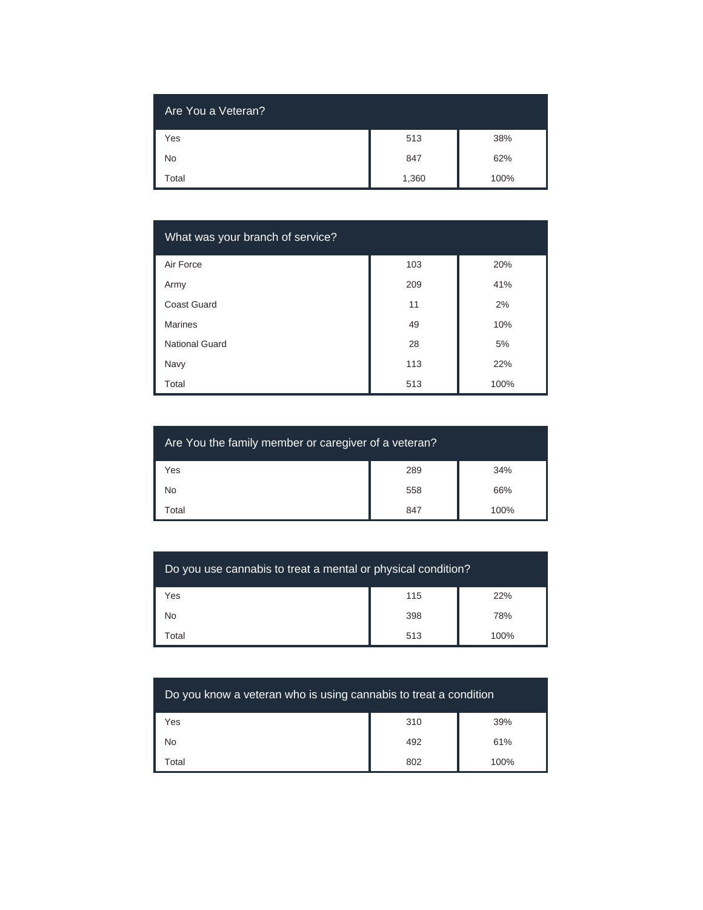| Are You a Veteran? | | |
|---|---|---|
| Yes | 513 | 38% |
| No | 847 | 62% |
| Total | 1,360 | 100% |

| What was your branch of service? | | |
|---|---|---|
| Air Force | 103 | 20% |
| Army | 209 | 41% |
| Coast Guard | 11 | 2% |
| Marines | 49 | 10% |
| National Guard | 28 | 5% |
| Navy | 113 | 22% |
| Total | 513 | 100% |

| Are You the family member or caregiver of a veteran? | | |
|---|---|---|
| Yes | 289 | 34% |
| No | 558 | 66% |
| Total | 847 | 100% |

| Do you use cannabis to treat a mental or physical condition? | | |
|---|---|---|
| Yes | 115 | 22% |
| No | 398 | 78% |
| Total | 513 | 100% |

| Do you know a veteran who is using cannabis to treat a condition | | |
|---|---|---|
| Yes | 310 | 39% |
| No | 492 | 61% |
| Total | 802 | 100% |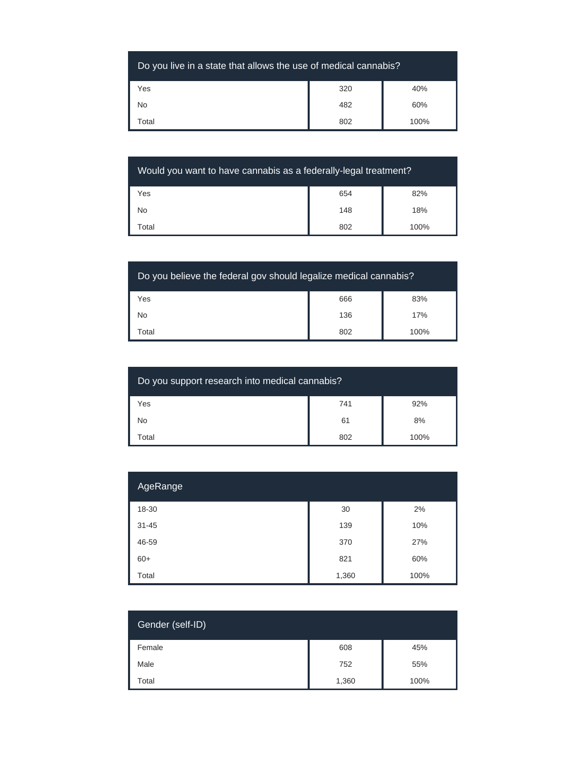| Do you live in a state that allows the use of medical cannabis? | | |
|---|---|---|
| Yes | 320 | 40% |
| No | 482 | 60% |
| Total | 802 | 100% |

| Would you want to have cannabis as a federally-legal treatment? | | |
|---|---|---|
| Yes | 654 | 82% |
| No | 148 | 18% |
| Total | 802 | 100% |

| Do you believe the federal gov should legalize medical cannabis? | | |
|---|---|---|
| Yes | 666 | 83% |
| No | 136 | 17% |
| Total | 802 | 100% |

| Do you support research into medical cannabis? | | |
|---|---|---|
| Yes | 741 | 92% |
| No | 61 | 8% |
| Total | 802 | 100% |

| AgeRange | | |
|---|---|---|
| 18-30 | 30 | 2% |
| 31-45 | 139 | 10% |
| 46-59 | 370 | 27% |
| 60+ | 821 | 60% |
| Total | 1,360 | 100% |

| Gender (self-ID) | | |
|---|---|---|
| Female | 608 | 45% |
| Male | 752 | 55% |
| Total | 1,360 | 100% |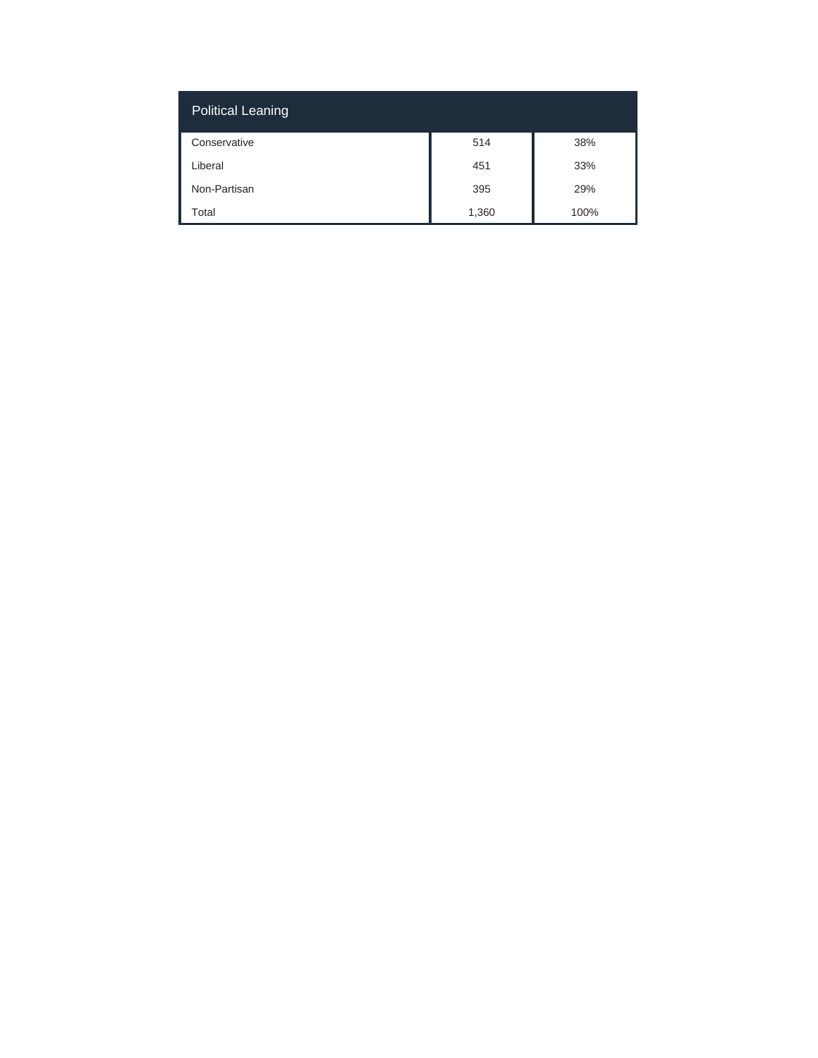| Political Leaning | | |
|---|---|---|
| Conservative | 514 | 38% |
| Liberal | 451 | 33% |
| Non-Partisan | 395 | 29% |
| Total | 1,360 | 100% |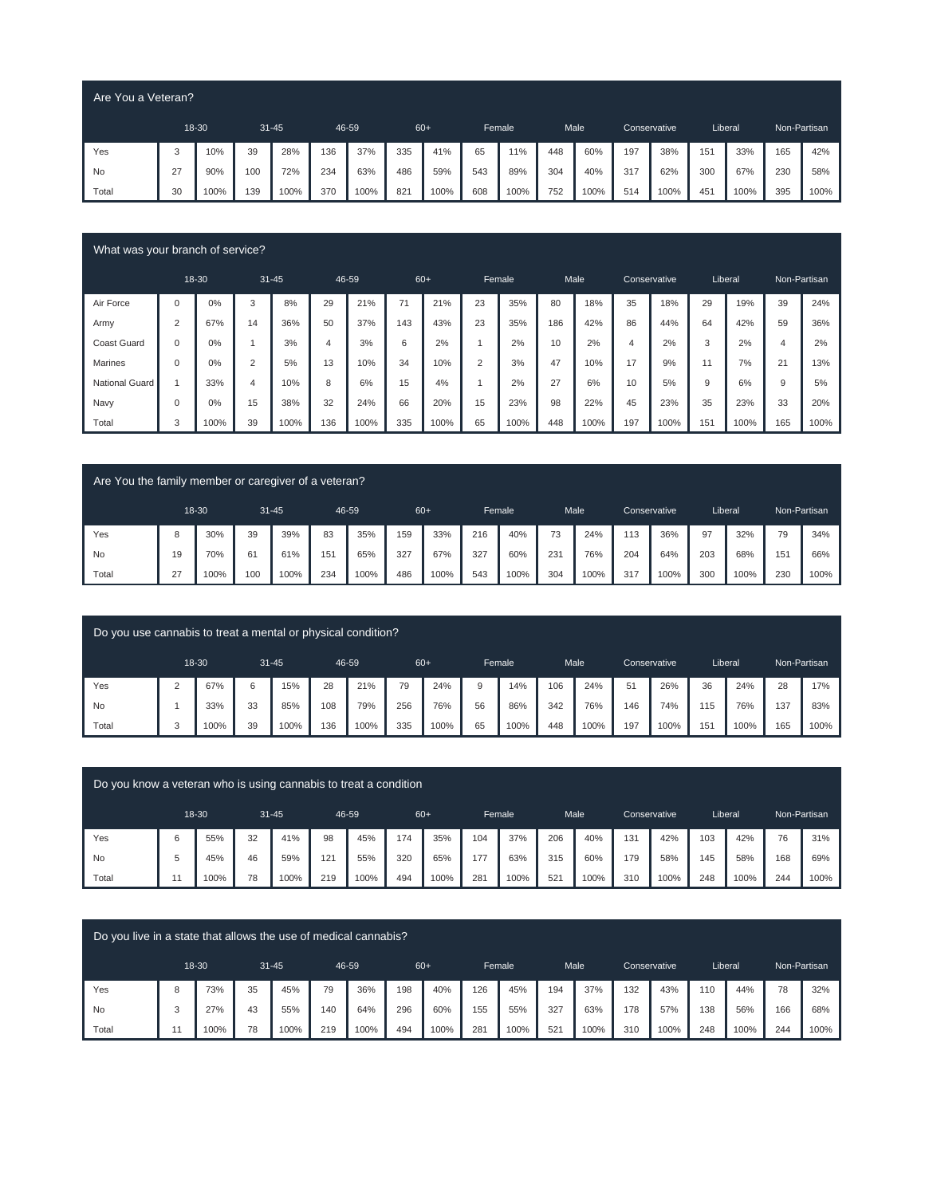| Are You a Veteran? | | | | | | | | | | | | | | | | | | |
|---|---|---|---|---|---|---|---|---|---|---|---|---|---|---|---|---|---|---|
| | 18-30 | | 31-45 | | 46-59 | | 60+ | | Female | | Male | | Conservative | | Liberal | | Non-Partisan | |
| Yes | 3 | 10% | 39 | 28% | 136 | 37% | 335 | 41% | 65 | 11% | 448 | 60% | 197 | 38% | 151 | 33% | 165 | 42% |
| No | 27 | 90% | 100 | 72% | 234 | 63% | 486 | 59% | 543 | 89% | 304 | 40% | 317 | 62% | 300 | 67% | 230 | 58% |
| Total | 30 | 100% | 139 | 100% | 370 | 100% | 821 | 100% | 608 | 100% | 752 | 100% | 514 | 100% | 451 | 100% | 395 | 100% |

| What was your branch of service? | | | | | | | | | | | | | | | | | | |
|---|---|---|---|---|---|---|---|---|---|---|---|---|---|---|---|---|---|---|
| | 18-30 | | 31-45 | | 46-59 | | 60+ | | Female | | Male | | Conservative | | Liberal | | Non-Partisan | |
| Air Force | 0 | 0% | 3 | 8% | 29 | 21% | 71 | 21% | 23 | 35% | 80 | 18% | 35 | 18% | 29 | 19% | 39 | 24% |
| Army | 2 | 67% | 14 | 36% | 50 | 37% | 143 | 43% | 23 | 35% | 186 | 42% | 86 | 44% | 64 | 42% | 59 | 36% |
| Coast Guard | 0 | 0% | 1 | 3% | 4 | 3% | 6 | 2% | 1 | 2% | 10 | 2% | 4 | 2% | 3 | 2% | 4 | 2% |
| Marines | 0 | 0% | 2 | 5% | 13 | 10% | 34 | 10% | 2 | 3% | 47 | 10% | 17 | 9% | 11 | 7% | 21 | 13% |
| National Guard | 1 | 33% | 4 | 10% | 8 | 6% | 15 | 4% | 1 | 2% | 27 | 6% | 10 | 5% | 9 | 6% | 9 | 5% |
| Navy | 0 | 0% | 15 | 38% | 32 | 24% | 66 | 20% | 15 | 23% | 98 | 22% | 45 | 23% | 35 | 23% | 33 | 20% |
| Total | 3 | 100% | 39 | 100% | 136 | 100% | 335 | 100% | 65 | 100% | 448 | 100% | 197 | 100% | 151 | 100% | 165 | 100% |

| Are You the family member or caregiver of a veteran? | | | | | | | | | | | | | | | | | | |
|---|---|---|---|---|---|---|---|---|---|---|---|---|---|---|---|---|---|---|
| | 18-30 | | 31-45 | | 46-59 | | 60+ | | Female | | Male | | Conservative | | Liberal | | Non-Partisan | |
| Yes | 8 | 30% | 39 | 39% | 83 | 35% | 159 | 33% | 216 | 40% | 73 | 24% | 113 | 36% | 97 | 32% | 79 | 34% |
| No | 19 | 70% | 61 | 61% | 151 | 65% | 327 | 67% | 327 | 60% | 231 | 76% | 204 | 64% | 203 | 68% | 151 | 66% |
| Total | 27 | 100% | 100 | 100% | 234 | 100% | 486 | 100% | 543 | 100% | 304 | 100% | 317 | 100% | 300 | 100% | 230 | 100% |

| Do you use cannabis to treat a mental or physical condition? | | | | | | | | | | | | | | | | | | |
|---|---|---|---|---|---|---|---|---|---|---|---|---|---|---|---|---|---|---|
| | 18-30 | | 31-45 | | 46-59 | | 60+ | | Female | | Male | | Conservative | | Liberal | | Non-Partisan | |
| Yes | 2 | 67% | 6 | 15% | 28 | 21% | 79 | 24% | 9 | 14% | 106 | 24% | 51 | 26% | 36 | 24% | 28 | 17% |
| No | 1 | 33% | 33 | 85% | 108 | 79% | 256 | 76% | 56 | 86% | 342 | 76% | 146 | 74% | 115 | 76% | 137 | 83% |
| Total | 3 | 100% | 39 | 100% | 136 | 100% | 335 | 100% | 65 | 100% | 448 | 100% | 197 | 100% | 151 | 100% | 165 | 100% |

| Do you know a veteran who is using cannabis to treat a condition | | | | | | | | | | | | | | | | | | |
|---|---|---|---|---|---|---|---|---|---|---|---|---|---|---|---|---|---|---|
| | 18-30 | | 31-45 | | 46-59 | | 60+ | | Female | | Male | | Conservative | | Liberal | | Non-Partisan | |
| Yes | 6 | 55% | 32 | 41% | 98 | 45% | 174 | 35% | 104 | 37% | 206 | 40% | 131 | 42% | 103 | 42% | 76 | 31% |
| No | 5 | 45% | 46 | 59% | 121 | 55% | 320 | 65% | 177 | 63% | 315 | 60% | 179 | 58% | 145 | 58% | 168 | 69% |
| Total | 11 | 100% | 78 | 100% | 219 | 100% | 494 | 100% | 281 | 100% | 521 | 100% | 310 | 100% | 248 | 100% | 244 | 100% |

| Do you live in a state that allows the use of medical cannabis? | | | | | | | | | | | | | | | | | | |
|---|---|---|---|---|---|---|---|---|---|---|---|---|---|---|---|---|---|---|
| | 18-30 | | 31-45 | | 46-59 | | 60+ | | Female | | Male | | Conservative | | Liberal | | Non-Partisan | |
| Yes | 8 | 73% | 35 | 45% | 79 | 36% | 198 | 40% | 126 | 45% | 194 | 37% | 132 | 43% | 110 | 44% | 78 | 32% |
| No | 3 | 27% | 43 | 55% | 140 | 64% | 296 | 60% | 155 | 55% | 327 | 63% | 178 | 57% | 138 | 56% | 166 | 68% |
| Total | 11 | 100% | 78 | 100% | 219 | 100% | 494 | 100% | 281 | 100% | 521 | 100% | 310 | 100% | 248 | 100% | 244 | 100% |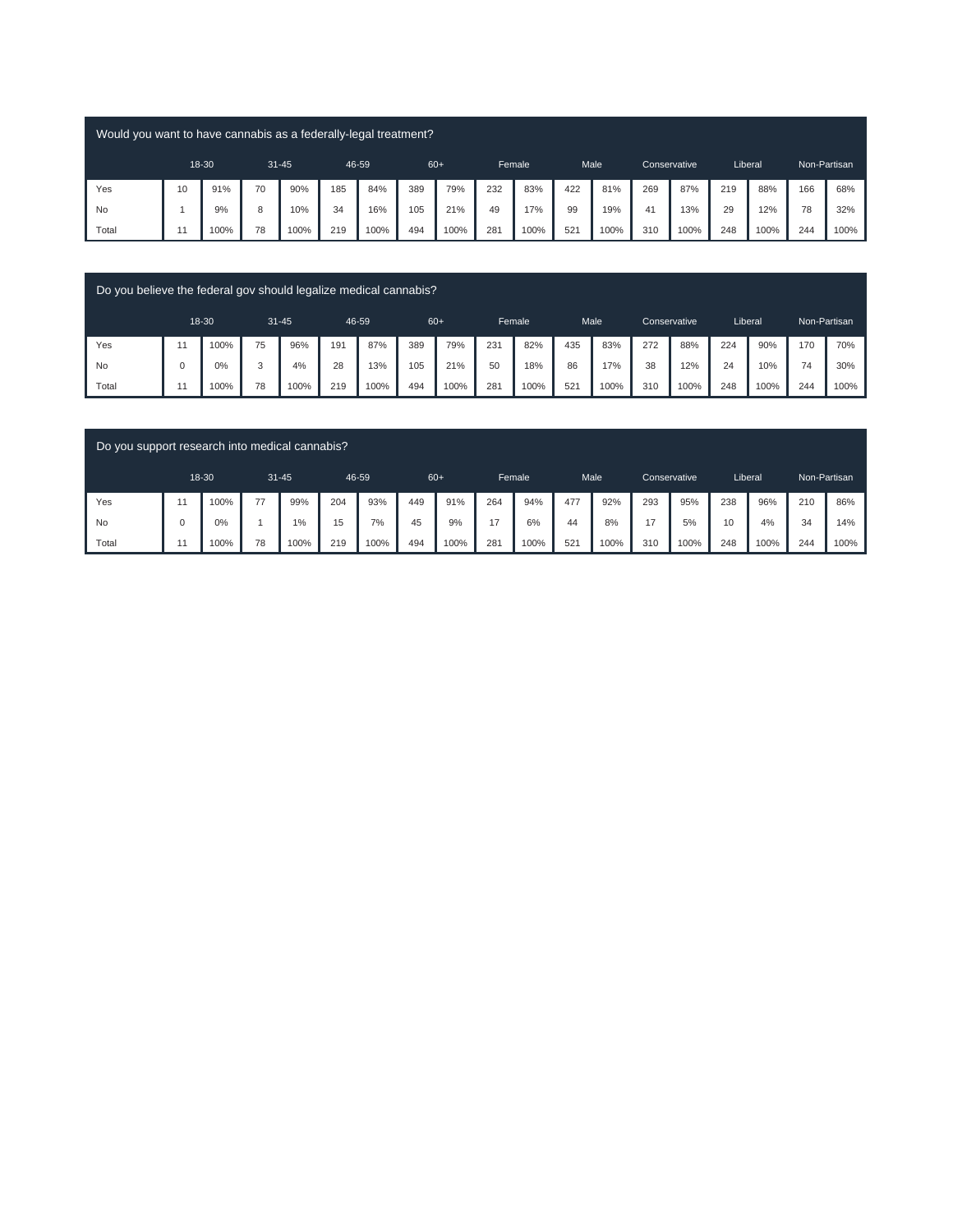| Would you want to have cannabis as a federally-legal treatment? | | | | | | | | | | | | | | | | | | |
|---|---|---|---|---|---|---|---|---|---|---|---|---|---|---|---|---|---|---|
| | 18-30 | | 31-45 | | 46-59 | | 60+ | | Female | | Male | | Conservative | | Liberal | | Non-Partisan | |
| Yes | 10 | 91% | 70 | 90% | 185 | 84% | 389 | 79% | 232 | 83% | 422 | 81% | 269 | 87% | 219 | 88% | 166 | 68% |
| No | 1 | 9% | 8 | 10% | 34 | 16% | 105 | 21% | 49 | 17% | 99 | 19% | 41 | 13% | 29 | 12% | 78 | 32% |
| Total | 11 | 100% | 78 | 100% | 219 | 100% | 494 | 100% | 281 | 100% | 521 | 100% | 310 | 100% | 248 | 100% | 244 | 100% |

| Do you believe the federal gov should legalize medical cannabis? | | | | | | | | | | | | | | | | | | |
|---|---|---|---|---|---|---|---|---|---|---|---|---|---|---|---|---|---|---|
| | 18-30 | | 31-45 | | 46-59 | | 60+ | | Female | | Male | | Conservative | | Liberal | | Non-Partisan | |
| Yes | 11 | 100% | 75 | 96% | 191 | 87% | 389 | 79% | 231 | 82% | 435 | 83% | 272 | 88% | 224 | 90% | 170 | 70% |
| No | 0 | 0% | 3 | 4% | 28 | 13% | 105 | 21% | 50 | 18% | 86 | 17% | 38 | 12% | 24 | 10% | 74 | 30% |
| Total | 11 | 100% | 78 | 100% | 219 | 100% | 494 | 100% | 281 | 100% | 521 | 100% | 310 | 100% | 248 | 100% | 244 | 100% |

| Do you support research into medical cannabis? | | | | | | | | | | | | | | | | | | |
|---|---|---|---|---|---|---|---|---|---|---|---|---|---|---|---|---|---|---|
| | 18-30 | | 31-45 | | 46-59 | | 60+ | | Female | | Male | | Conservative | | Liberal | | Non-Partisan | |
| Yes | 11 | 100% | 77 | 99% | 204 | 93% | 449 | 91% | 264 | 94% | 477 | 92% | 293 | 95% | 238 | 96% | 210 | 86% |
| No | 0 | 0% | 1 | 1% | 15 | 7% | 45 | 9% | 17 | 6% | 44 | 8% | 17 | 5% | 10 | 4% | 34 | 14% |
| Total | 11 | 100% | 78 | 100% | 219 | 100% | 494 | 100% | 281 | 100% | 521 | 100% | 310 | 100% | 248 | 100% | 244 | 100% |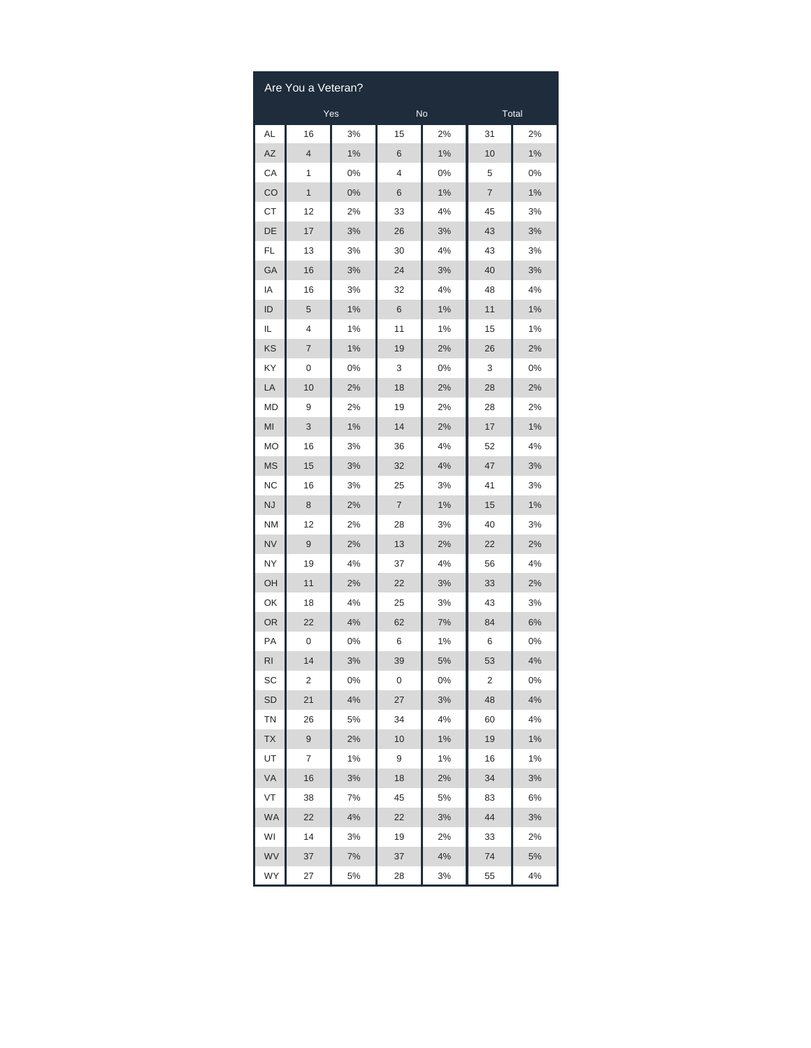| Are You a Veteran? | | | | | | |
|---|---|---|---|---|---|---|
| | Yes | | No | | Total | |
| AL | 16 | 3% | 15 | 2% | 31 | 2% |
| AZ | 4 | 1% | 6 | 1% | 10 | 1% |
| CA | 1 | 0% | 4 | 0% | 5 | 0% |
| CO | 1 | 0% | 6 | 1% | 7 | 1% |
| CT | 12 | 2% | 33 | 4% | 45 | 3% |
| DE | 17 | 3% | 26 | 3% | 43 | 3% |
| FL | 13 | 3% | 30 | 4% | 43 | 3% |
| GA | 16 | 3% | 24 | 3% | 40 | 3% |
| IA | 16 | 3% | 32 | 4% | 48 | 4% |
| ID | 5 | 1% | 6 | 1% | 11 | 1% |
| IL | 4 | 1% | 11 | 1% | 15 | 1% |
| KS | 7 | 1% | 19 | 2% | 26 | 2% |
| KY | 0 | 0% | 3 | 0% | 3 | 0% |
| LA | 10 | 2% | 18 | 2% | 28 | 2% |
| MD | 9 | 2% | 19 | 2% | 28 | 2% |
| MI | 3 | 1% | 14 | 2% | 17 | 1% |
| MO | 16 | 3% | 36 | 4% | 52 | 4% |
| MS | 15 | 3% | 32 | 4% | 47 | 3% |
| NC | 16 | 3% | 25 | 3% | 41 | 3% |
| NJ | 8 | 2% | 7 | 1% | 15 | 1% |
| NM | 12 | 2% | 28 | 3% | 40 | 3% |
| NV | 9 | 2% | 13 | 2% | 22 | 2% |
| NY | 19 | 4% | 37 | 4% | 56 | 4% |
| OH | 11 | 2% | 22 | 3% | 33 | 2% |
| OK | 18 | 4% | 25 | 3% | 43 | 3% |
| OR | 22 | 4% | 62 | 7% | 84 | 6% |
| PA | 0 | 0% | 6 | 1% | 6 | 0% |
| RI | 14 | 3% | 39 | 5% | 53 | 4% |
| SC | 2 | 0% | 0 | 0% | 2 | 0% |
| SD | 21 | 4% | 27 | 3% | 48 | 4% |
| TN | 26 | 5% | 34 | 4% | 60 | 4% |
| TX | 9 | 2% | 10 | 1% | 19 | 1% |
| UT | 7 | 1% | 9 | 1% | 16 | 1% |
| VA | 16 | 3% | 18 | 2% | 34 | 3% |
| VT | 38 | 7% | 45 | 5% | 83 | 6% |
| WA | 22 | 4% | 22 | 3% | 44 | 3% |
| WI | 14 | 3% | 19 | 2% | 33 | 2% |
| WV | 37 | 7% | 37 | 4% | 74 | 5% |
| WY | 27 | 5% | 28 | 3% | 55 | 4% |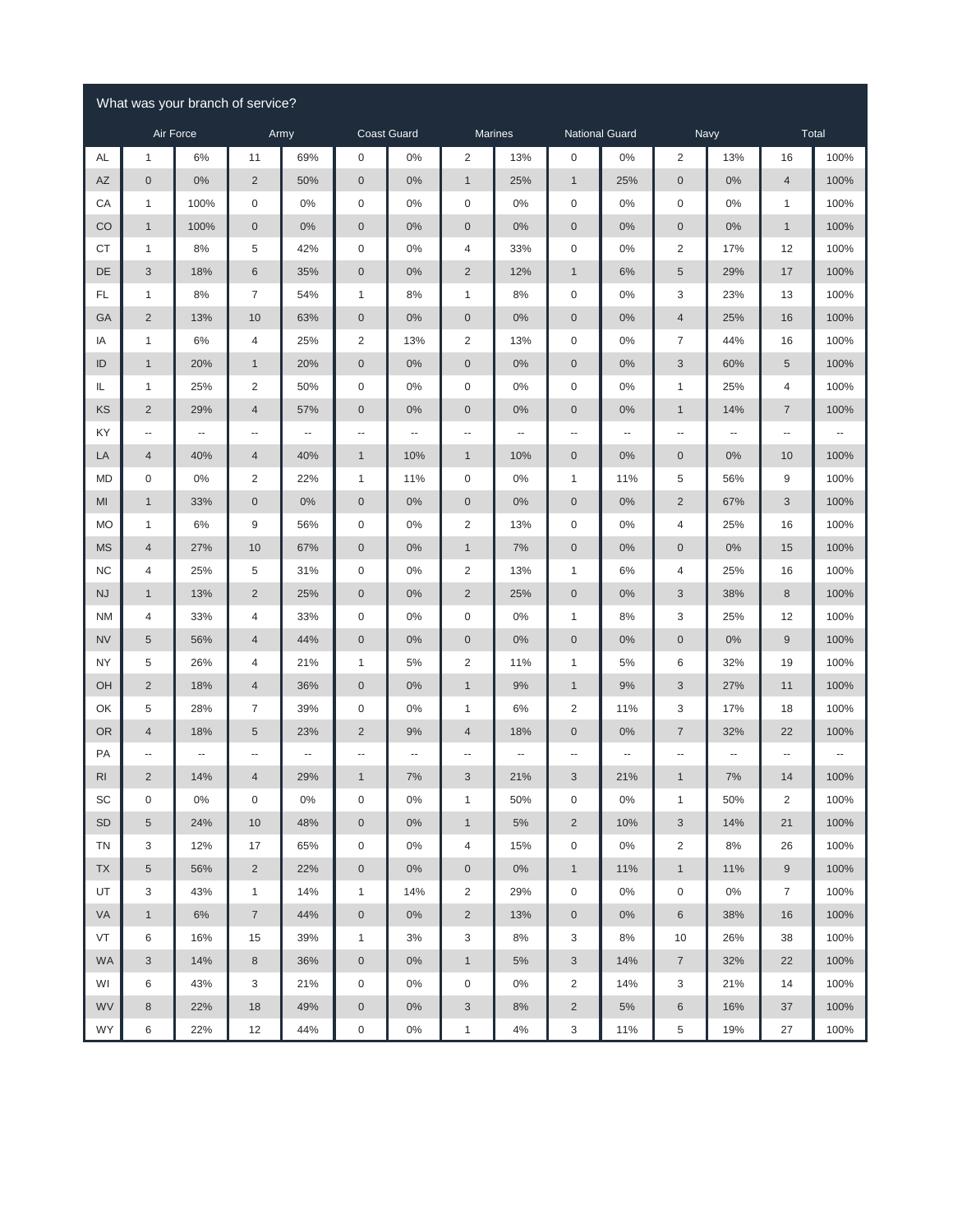| What was your branch of service? | | | | | | | | | | | | | | |
|---|---|---|---|---|---|---|---|---|---|---|---|---|---|---|
| | Air Force | | Army | | Coast Guard | | Marines | | National Guard | | Navy | | Total | |
| AL | 1 | 6% | 11 | 69% | 0 | 0% | 2 | 13% | 0 | 0% | 2 | 13% | 16 | 100% |
| AZ | 0 | 0% | 2 | 50% | 0 | 0% | 1 | 25% | 1 | 25% | 0 | 0% | 4 | 100% |
| CA | 1 | 100% | 0 | 0% | 0 | 0% | 0 | 0% | 0 | 0% | 0 | 0% | 1 | 100% |
| CO | 1 | 100% | 0 | 0% | 0 | 0% | 0 | 0% | 0 | 0% | 0 | 0% | 1 | 100% |
| CT | 1 | 8% | 5 | 42% | 0 | 0% | 4 | 33% | 0 | 0% | 2 | 17% | 12 | 100% |
| DE | 3 | 18% | 6 | 35% | 0 | 0% | 2 | 12% | 1 | 6% | 5 | 29% | 17 | 100% |
| FL | 1 | 8% | 7 | 54% | 1 | 8% | 1 | 8% | 0 | 0% | 3 | 23% | 13 | 100% |
| GA | 2 | 13% | 10 | 63% | 0 | 0% | 0 | 0% | 0 | 0% | 4 | 25% | 16 | 100% |
| IA | 1 | 6% | 4 | 25% | 2 | 13% | 2 | 13% | 0 | 0% | 7 | 44% | 16 | 100% |
| ID | 1 | 20% | 1 | 20% | 0 | 0% | 0 | 0% | 0 | 0% | 3 | 60% | 5 | 100% |
| IL | 1 | 25% | 2 | 50% | 0 | 0% | 0 | 0% | 0 | 0% | 1 | 25% | 4 | 100% |
| KS | 2 | 29% | 4 | 57% | 0 | 0% | 0 | 0% | 0 | 0% | 1 | 14% | 7 | 100% |
| KY | -- | -- | -- | -- | -- | -- | -- | -- | -- | -- | -- | -- | -- | -- |
| LA | 4 | 40% | 4 | 40% | 1 | 10% | 1 | 10% | 0 | 0% | 0 | 0% | 10 | 100% |
| MD | 0 | 0% | 2 | 22% | 1 | 11% | 0 | 0% | 1 | 11% | 5 | 56% | 9 | 100% |
| MI | 1 | 33% | 0 | 0% | 0 | 0% | 0 | 0% | 0 | 0% | 2 | 67% | 3 | 100% |
| MO | 1 | 6% | 9 | 56% | 0 | 0% | 2 | 13% | 0 | 0% | 4 | 25% | 16 | 100% |
| MS | 4 | 27% | 10 | 67% | 0 | 0% | 1 | 7% | 0 | 0% | 0 | 0% | 15 | 100% |
| NC | 4 | 25% | 5 | 31% | 0 | 0% | 2 | 13% | 1 | 6% | 4 | 25% | 16 | 100% |
| NJ | 1 | 13% | 2 | 25% | 0 | 0% | 2 | 25% | 0 | 0% | 3 | 38% | 8 | 100% |
| NM | 4 | 33% | 4 | 33% | 0 | 0% | 0 | 0% | 1 | 8% | 3 | 25% | 12 | 100% |
| NV | 5 | 56% | 4 | 44% | 0 | 0% | 0 | 0% | 0 | 0% | 0 | 0% | 9 | 100% |
| NY | 5 | 26% | 4 | 21% | 1 | 5% | 2 | 11% | 1 | 5% | 6 | 32% | 19 | 100% |
| OH | 2 | 18% | 4 | 36% | 0 | 0% | 1 | 9% | 1 | 9% | 3 | 27% | 11 | 100% |
| OK | 5 | 28% | 7 | 39% | 0 | 0% | 1 | 6% | 2 | 11% | 3 | 17% | 18 | 100% |
| OR | 4 | 18% | 5 | 23% | 2 | 9% | 4 | 18% | 0 | 0% | 7 | 32% | 22 | 100% |
| PA | -- | -- | -- | -- | -- | -- | -- | -- | -- | -- | -- | -- | -- | -- |
| RI | 2 | 14% | 4 | 29% | 1 | 7% | 3 | 21% | 3 | 21% | 1 | 7% | 14 | 100% |
| SC | 0 | 0% | 0 | 0% | 0 | 0% | 1 | 50% | 0 | 0% | 1 | 50% | 2 | 100% |
| SD | 5 | 24% | 10 | 48% | 0 | 0% | 1 | 5% | 2 | 10% | 3 | 14% | 21 | 100% |
| TN | 3 | 12% | 17 | 65% | 0 | 0% | 4 | 15% | 0 | 0% | 2 | 8% | 26 | 100% |
| TX | 5 | 56% | 2 | 22% | 0 | 0% | 0 | 0% | 1 | 11% | 1 | 11% | 9 | 100% |
| UT | 3 | 43% | 1 | 14% | 1 | 14% | 2 | 29% | 0 | 0% | 0 | 0% | 7 | 100% |
| VA | 1 | 6% | 7 | 44% | 0 | 0% | 2 | 13% | 0 | 0% | 6 | 38% | 16 | 100% |
| VT | 6 | 16% | 15 | 39% | 1 | 3% | 3 | 8% | 3 | 8% | 10 | 26% | 38 | 100% |
| WA | 3 | 14% | 8 | 36% | 0 | 0% | 1 | 5% | 3 | 14% | 7 | 32% | 22 | 100% |
| WI | 6 | 43% | 3 | 21% | 0 | 0% | 0 | 0% | 2 | 14% | 3 | 21% | 14 | 100% |
| WV | 8 | 22% | 18 | 49% | 0 | 0% | 3 | 8% | 2 | 5% | 6 | 16% | 37 | 100% |
| WY | 6 | 22% | 12 | 44% | 0 | 0% | 1 | 4% | 3 | 11% | 5 | 19% | 27 | 100% |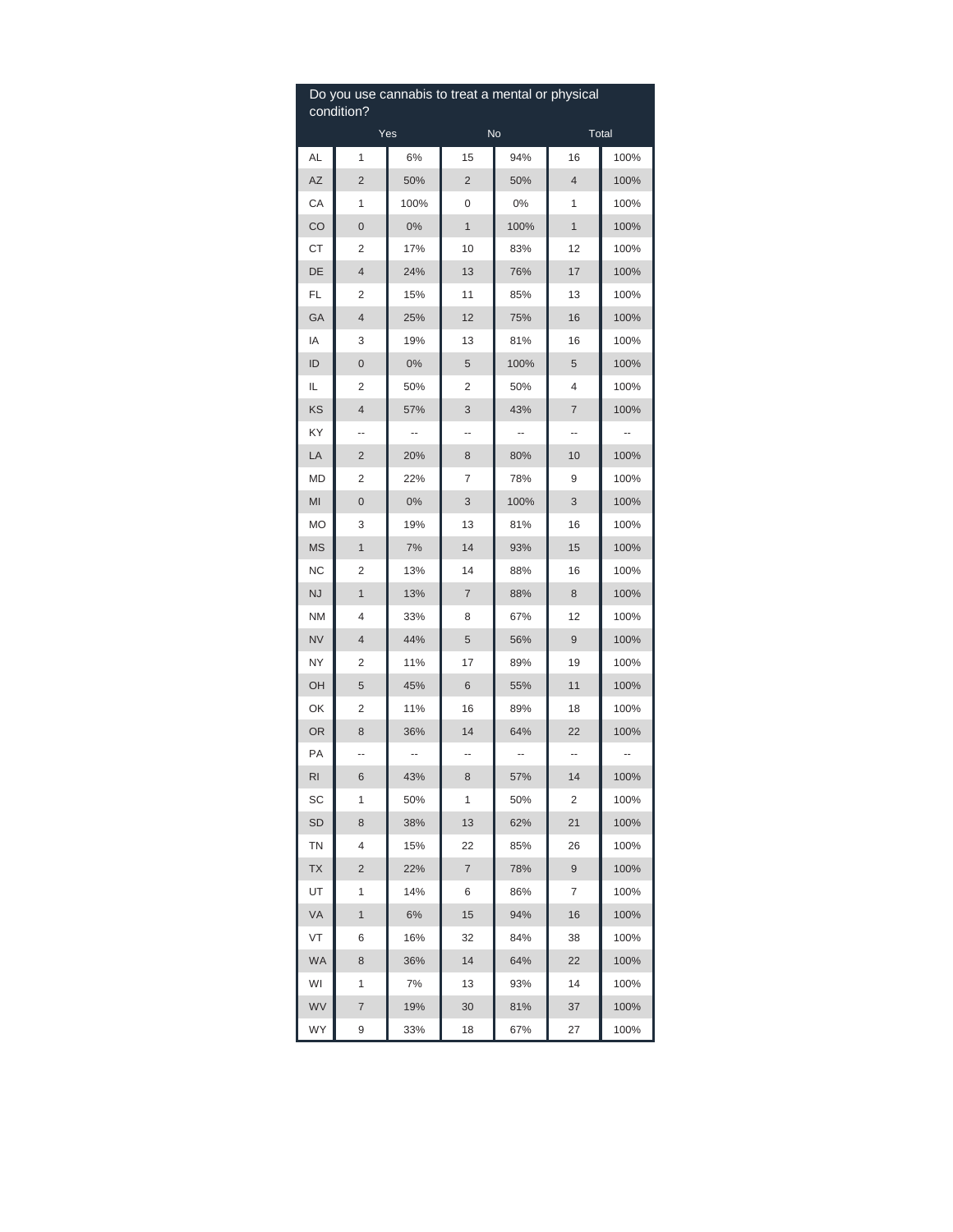| Do you use cannabis to treat a mental or physical condition? | | | | | | |
|---|---|---|---|---|---|---|
| | Yes | | No | | Total | |
| AL | 1 | 6% | 15 | 94% | 16 | 100% |
| AZ | 2 | 50% | 2 | 50% | 4 | 100% |
| CA | 1 | 100% | 0 | 0% | 1 | 100% |
| CO | 0 | 0% | 1 | 100% | 1 | 100% |
| CT | 2 | 17% | 10 | 83% | 12 | 100% |
| DE | 4 | 24% | 13 | 76% | 17 | 100% |
| FL | 2 | 15% | 11 | 85% | 13 | 100% |
| GA | 4 | 25% | 12 | 75% | 16 | 100% |
| IA | 3 | 19% | 13 | 81% | 16 | 100% |
| ID | 0 | 0% | 5 | 100% | 5 | 100% |
| IL | 2 | 50% | 2 | 50% | 4 | 100% |
| KS | 4 | 57% | 3 | 43% | 7 | 100% |
| KY | -- | -- | -- | -- | -- | -- |
| LA | 2 | 20% | 8 | 80% | 10 | 100% |
| MD | 2 | 22% | 7 | 78% | 9 | 100% |
| MI | 0 | 0% | 3 | 100% | 3 | 100% |
| MO | 3 | 19% | 13 | 81% | 16 | 100% |
| MS | 1 | 7% | 14 | 93% | 15 | 100% |
| NC | 2 | 13% | 14 | 88% | 16 | 100% |
| NJ | 1 | 13% | 7 | 88% | 8 | 100% |
| NM | 4 | 33% | 8 | 67% | 12 | 100% |
| NV | 4 | 44% | 5 | 56% | 9 | 100% |
| NY | 2 | 11% | 17 | 89% | 19 | 100% |
| OH | 5 | 45% | 6 | 55% | 11 | 100% |
| OK | 2 | 11% | 16 | 89% | 18 | 100% |
| OR | 8 | 36% | 14 | 64% | 22 | 100% |
| PA | -- | -- | -- | -- | -- | -- |
| RI | 6 | 43% | 8 | 57% | 14 | 100% |
| SC | 1 | 50% | 1 | 50% | 2 | 100% |
| SD | 8 | 38% | 13 | 62% | 21 | 100% |
| TN | 4 | 15% | 22 | 85% | 26 | 100% |
| TX | 2 | 22% | 7 | 78% | 9 | 100% |
| UT | 1 | 14% | 6 | 86% | 7 | 100% |
| VA | 1 | 6% | 15 | 94% | 16 | 100% |
| VT | 6 | 16% | 32 | 84% | 38 | 100% |
| WA | 8 | 36% | 14 | 64% | 22 | 100% |
| WI | 1 | 7% | 13 | 93% | 14 | 100% |
| WV | 7 | 19% | 30 | 81% | 37 | 100% |
| WY | 9 | 33% | 18 | 67% | 27 | 100% |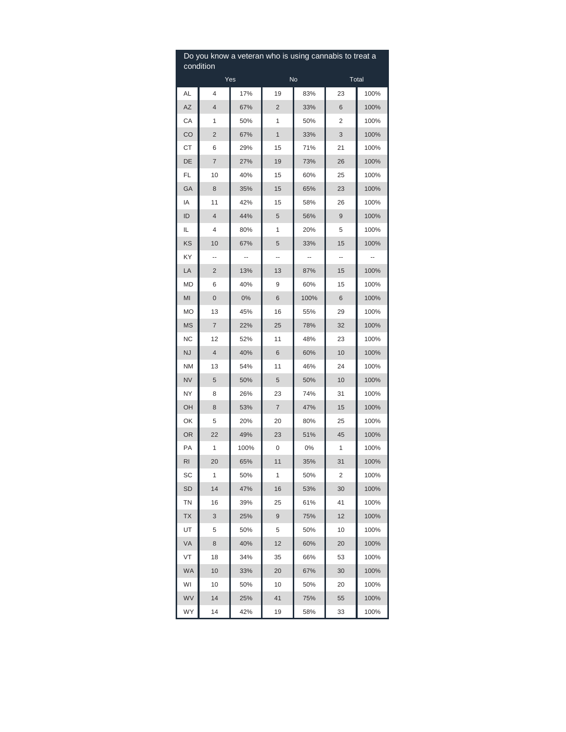| Do you know a veteran who is using cannabis to treat a condition | | | | | | |
|---|---|---|---|---|---|---|
| | Yes | | No | | Total | |
| AL | 4 | 17% | 19 | 83% | 23 | 100% |
| AZ | 4 | 67% | 2 | 33% | 6 | 100% |
| CA | 1 | 50% | 1 | 50% | 2 | 100% |
| CO | 2 | 67% | 1 | 33% | 3 | 100% |
| CT | 6 | 29% | 15 | 71% | 21 | 100% |
| DE | 7 | 27% | 19 | 73% | 26 | 100% |
| FL | 10 | 40% | 15 | 60% | 25 | 100% |
| GA | 8 | 35% | 15 | 65% | 23 | 100% |
| IA | 11 | 42% | 15 | 58% | 26 | 100% |
| ID | 4 | 44% | 5 | 56% | 9 | 100% |
| IL | 4 | 80% | 1 | 20% | 5 | 100% |
| KS | 10 | 67% | 5 | 33% | 15 | 100% |
| KY | -- | -- | -- | -- | -- | -- |
| LA | 2 | 13% | 13 | 87% | 15 | 100% |
| MD | 6 | 40% | 9 | 60% | 15 | 100% |
| MI | 0 | 0% | 6 | 100% | 6 | 100% |
| MO | 13 | 45% | 16 | 55% | 29 | 100% |
| MS | 7 | 22% | 25 | 78% | 32 | 100% |
| NC | 12 | 52% | 11 | 48% | 23 | 100% |
| NJ | 4 | 40% | 6 | 60% | 10 | 100% |
| NM | 13 | 54% | 11 | 46% | 24 | 100% |
| NV | 5 | 50% | 5 | 50% | 10 | 100% |
| NY | 8 | 26% | 23 | 74% | 31 | 100% |
| OH | 8 | 53% | 7 | 47% | 15 | 100% |
| OK | 5 | 20% | 20 | 80% | 25 | 100% |
| OR | 22 | 49% | 23 | 51% | 45 | 100% |
| PA | 1 | 100% | 0 | 0% | 1 | 100% |
| RI | 20 | 65% | 11 | 35% | 31 | 100% |
| SC | 1 | 50% | 1 | 50% | 2 | 100% |
| SD | 14 | 47% | 16 | 53% | 30 | 100% |
| TN | 16 | 39% | 25 | 61% | 41 | 100% |
| TX | 3 | 25% | 9 | 75% | 12 | 100% |
| UT | 5 | 50% | 5 | 50% | 10 | 100% |
| VA | 8 | 40% | 12 | 60% | 20 | 100% |
| VT | 18 | 34% | 35 | 66% | 53 | 100% |
| WA | 10 | 33% | 20 | 67% | 30 | 100% |
| WI | 10 | 50% | 10 | 50% | 20 | 100% |
| WV | 14 | 25% | 41 | 75% | 55 | 100% |
| WY | 14 | 42% | 19 | 58% | 33 | 100% |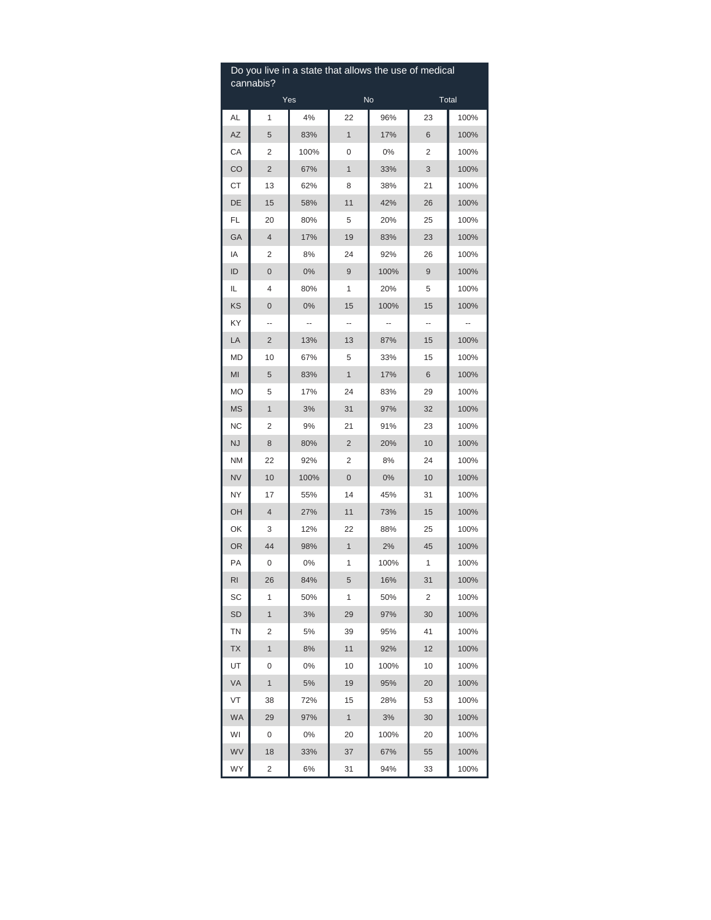| Do you live in a state that allows the use of medical cannabis? | | | | | | |
|---|---|---|---|---|---|---|
| | Yes | | No | | Total | |
| AL | 1 | 4% | 22 | 96% | 23 | 100% |
| AZ | 5 | 83% | 1 | 17% | 6 | 100% |
| CA | 2 | 100% | 0 | 0% | 2 | 100% |
| CO | 2 | 67% | 1 | 33% | 3 | 100% |
| CT | 13 | 62% | 8 | 38% | 21 | 100% |
| DE | 15 | 58% | 11 | 42% | 26 | 100% |
| FL | 20 | 80% | 5 | 20% | 25 | 100% |
| GA | 4 | 17% | 19 | 83% | 23 | 100% |
| IA | 2 | 8% | 24 | 92% | 26 | 100% |
| ID | 0 | 0% | 9 | 100% | 9 | 100% |
| IL | 4 | 80% | 1 | 20% | 5 | 100% |
| KS | 0 | 0% | 15 | 100% | 15 | 100% |
| KY | -- | -- | -- | -- | -- | -- |
| LA | 2 | 13% | 13 | 87% | 15 | 100% |
| MD | 10 | 67% | 5 | 33% | 15 | 100% |
| MI | 5 | 83% | 1 | 17% | 6 | 100% |
| MO | 5 | 17% | 24 | 83% | 29 | 100% |
| MS | 1 | 3% | 31 | 97% | 32 | 100% |
| NC | 2 | 9% | 21 | 91% | 23 | 100% |
| NJ | 8 | 80% | 2 | 20% | 10 | 100% |
| NM | 22 | 92% | 2 | 8% | 24 | 100% |
| NV | 10 | 100% | 0 | 0% | 10 | 100% |
| NY | 17 | 55% | 14 | 45% | 31 | 100% |
| OH | 4 | 27% | 11 | 73% | 15 | 100% |
| OK | 3 | 12% | 22 | 88% | 25 | 100% |
| OR | 44 | 98% | 1 | 2% | 45 | 100% |
| PA | 0 | 0% | 1 | 100% | 1 | 100% |
| RI | 26 | 84% | 5 | 16% | 31 | 100% |
| SC | 1 | 50% | 1 | 50% | 2 | 100% |
| SD | 1 | 3% | 29 | 97% | 30 | 100% |
| TN | 2 | 5% | 39 | 95% | 41 | 100% |
| TX | 1 | 8% | 11 | 92% | 12 | 100% |
| UT | 0 | 0% | 10 | 100% | 10 | 100% |
| VA | 1 | 5% | 19 | 95% | 20 | 100% |
| VT | 38 | 72% | 15 | 28% | 53 | 100% |
| WA | 29 | 97% | 1 | 3% | 30 | 100% |
| WI | 0 | 0% | 20 | 100% | 20 | 100% |
| WV | 18 | 33% | 37 | 67% | 55 | 100% |
| WY | 2 | 6% | 31 | 94% | 33 | 100% |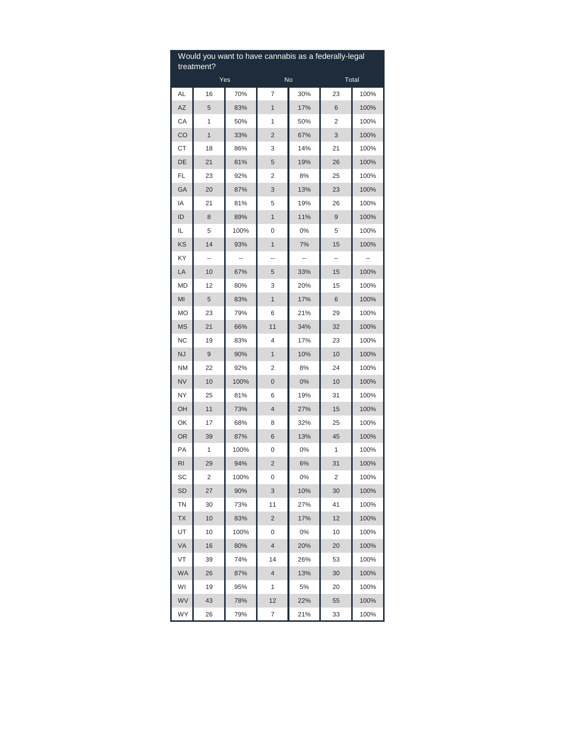| Would you want to have cannabis as a federally-legal treatment? | | | | | | |
|---|---|---|---|---|---|---|
| | Yes | | No | | Total | |
| AL | 16 | 70% | 7 | 30% | 23 | 100% |
| AZ | 5 | 83% | 1 | 17% | 6 | 100% |
| CA | 1 | 50% | 1 | 50% | 2 | 100% |
| CO | 1 | 33% | 2 | 67% | 3 | 100% |
| CT | 18 | 86% | 3 | 14% | 21 | 100% |
| DE | 21 | 81% | 5 | 19% | 26 | 100% |
| FL | 23 | 92% | 2 | 8% | 25 | 100% |
| GA | 20 | 87% | 3 | 13% | 23 | 100% |
| IA | 21 | 81% | 5 | 19% | 26 | 100% |
| ID | 8 | 89% | 1 | 11% | 9 | 100% |
| IL | 5 | 100% | 0 | 0% | 5 | 100% |
| KS | 14 | 93% | 1 | 7% | 15 | 100% |
| KY | -- | -- | -- | -- | -- | -- |
| LA | 10 | 67% | 5 | 33% | 15 | 100% |
| MD | 12 | 80% | 3 | 20% | 15 | 100% |
| MI | 5 | 83% | 1 | 17% | 6 | 100% |
| MO | 23 | 79% | 6 | 21% | 29 | 100% |
| MS | 21 | 66% | 11 | 34% | 32 | 100% |
| NC | 19 | 83% | 4 | 17% | 23 | 100% |
| NJ | 9 | 90% | 1 | 10% | 10 | 100% |
| NM | 22 | 92% | 2 | 8% | 24 | 100% |
| NV | 10 | 100% | 0 | 0% | 10 | 100% |
| NY | 25 | 81% | 6 | 19% | 31 | 100% |
| OH | 11 | 73% | 4 | 27% | 15 | 100% |
| OK | 17 | 68% | 8 | 32% | 25 | 100% |
| OR | 39 | 87% | 6 | 13% | 45 | 100% |
| PA | 1 | 100% | 0 | 0% | 1 | 100% |
| RI | 29 | 94% | 2 | 6% | 31 | 100% |
| SC | 2 | 100% | 0 | 0% | 2 | 100% |
| SD | 27 | 90% | 3 | 10% | 30 | 100% |
| TN | 30 | 73% | 11 | 27% | 41 | 100% |
| TX | 10 | 83% | 2 | 17% | 12 | 100% |
| UT | 10 | 100% | 0 | 0% | 10 | 100% |
| VA | 16 | 80% | 4 | 20% | 20 | 100% |
| VT | 39 | 74% | 14 | 26% | 53 | 100% |
| WA | 26 | 87% | 4 | 13% | 30 | 100% |
| WI | 19 | 95% | 1 | 5% | 20 | 100% |
| WV | 43 | 78% | 12 | 22% | 55 | 100% |
| WY | 26 | 79% | 7 | 21% | 33 | 100% |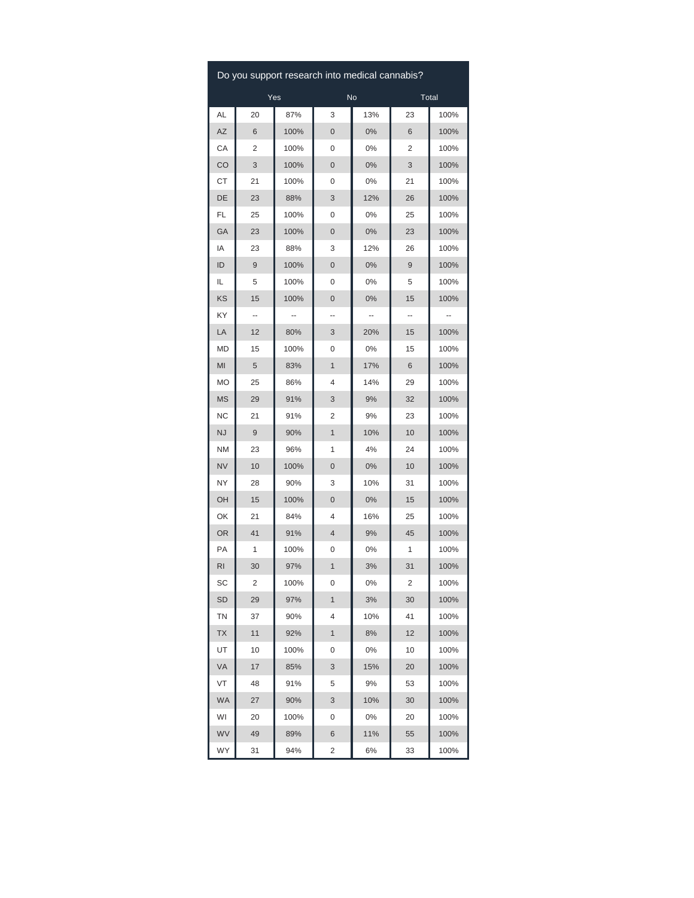| Do you support research into medical cannabis? | | | | | | |
|---|---|---|---|---|---|---|
| | Yes | | No | | Total | |
| AL | 20 | 87% | 3 | 13% | 23 | 100% |
| AZ | 6 | 100% | 0 | 0% | 6 | 100% |
| CA | 2 | 100% | 0 | 0% | 2 | 100% |
| CO | 3 | 100% | 0 | 0% | 3 | 100% |
| CT | 21 | 100% | 0 | 0% | 21 | 100% |
| DE | 23 | 88% | 3 | 12% | 26 | 100% |
| FL | 25 | 100% | 0 | 0% | 25 | 100% |
| GA | 23 | 100% | 0 | 0% | 23 | 100% |
| IA | 23 | 88% | 3 | 12% | 26 | 100% |
| ID | 9 | 100% | 0 | 0% | 9 | 100% |
| IL | 5 | 100% | 0 | 0% | 5 | 100% |
| KS | 15 | 100% | 0 | 0% | 15 | 100% |
| KY | -- | -- | -- | -- | -- | -- |
| LA | 12 | 80% | 3 | 20% | 15 | 100% |
| MD | 15 | 100% | 0 | 0% | 15 | 100% |
| MI | 5 | 83% | 1 | 17% | 6 | 100% |
| MO | 25 | 86% | 4 | 14% | 29 | 100% |
| MS | 29 | 91% | 3 | 9% | 32 | 100% |
| NC | 21 | 91% | 2 | 9% | 23 | 100% |
| NJ | 9 | 90% | 1 | 10% | 10 | 100% |
| NM | 23 | 96% | 1 | 4% | 24 | 100% |
| NV | 10 | 100% | 0 | 0% | 10 | 100% |
| NY | 28 | 90% | 3 | 10% | 31 | 100% |
| OH | 15 | 100% | 0 | 0% | 15 | 100% |
| OK | 21 | 84% | 4 | 16% | 25 | 100% |
| OR | 41 | 91% | 4 | 9% | 45 | 100% |
| PA | 1 | 100% | 0 | 0% | 1 | 100% |
| RI | 30 | 97% | 1 | 3% | 31 | 100% |
| SC | 2 | 100% | 0 | 0% | 2 | 100% |
| SD | 29 | 97% | 1 | 3% | 30 | 100% |
| TN | 37 | 90% | 4 | 10% | 41 | 100% |
| TX | 11 | 92% | 1 | 8% | 12 | 100% |
| UT | 10 | 100% | 0 | 0% | 10 | 100% |
| VA | 17 | 85% | 3 | 15% | 20 | 100% |
| VT | 48 | 91% | 5 | 9% | 53 | 100% |
| WA | 27 | 90% | 3 | 10% | 30 | 100% |
| WI | 20 | 100% | 0 | 0% | 20 | 100% |
| WV | 49 | 89% | 6 | 11% | 55 | 100% |
| WY | 31 | 94% | 2 | 6% | 33 | 100% |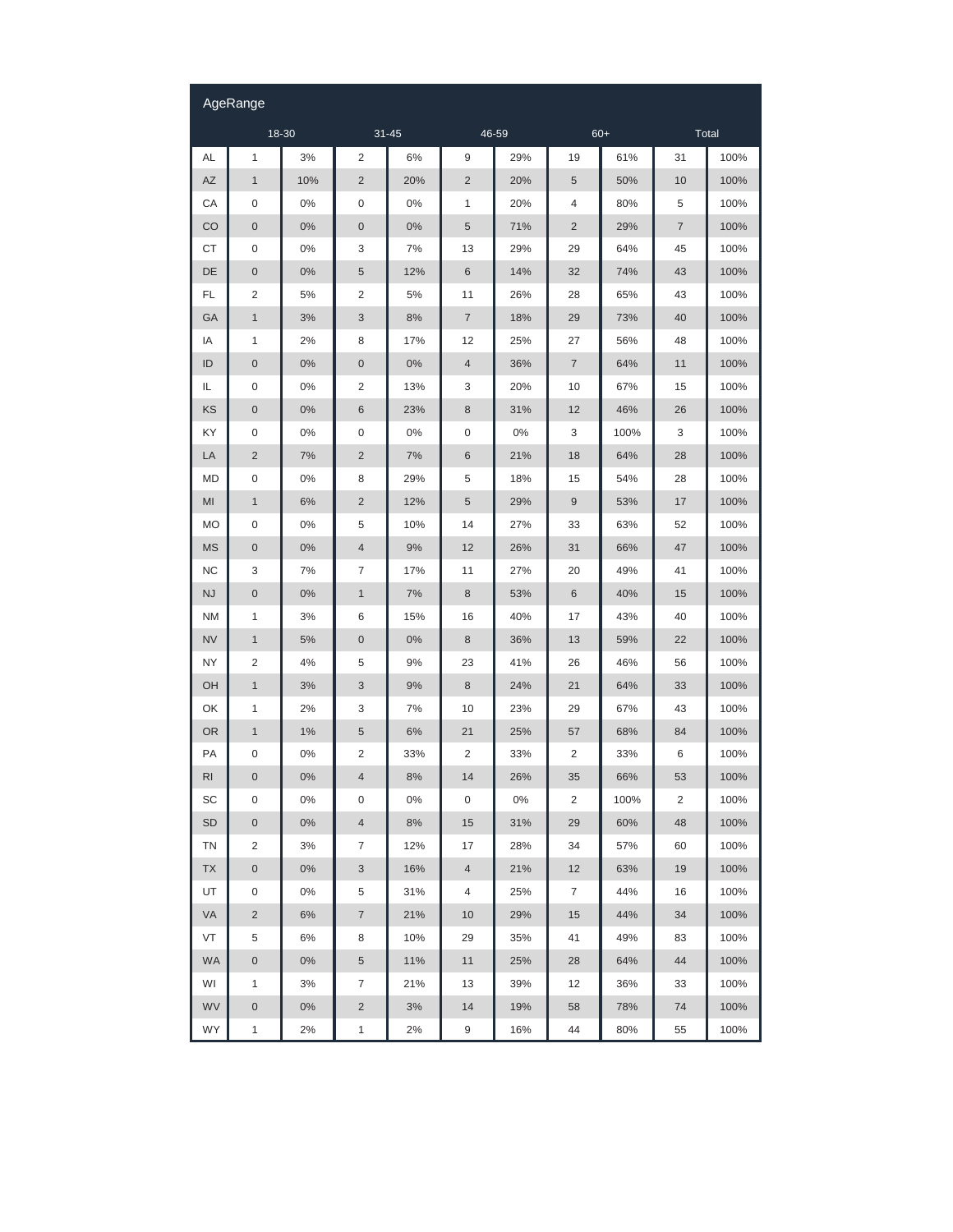| AgeRange | | | | | | | | | | |
|---|---|---|---|---|---|---|---|---|---|---|
| | 18-30 | | 31-45 | | 46-59 | | 60+ | | Total | |
| AL | 1 | 3% | 2 | 6% | 9 | 29% | 19 | 61% | 31 | 100% |
| AZ | 1 | 10% | 2 | 20% | 2 | 20% | 5 | 50% | 10 | 100% |
| CA | 0 | 0% | 0 | 0% | 1 | 20% | 4 | 80% | 5 | 100% |
| CO | 0 | 0% | 0 | 0% | 5 | 71% | 2 | 29% | 7 | 100% |
| CT | 0 | 0% | 3 | 7% | 13 | 29% | 29 | 64% | 45 | 100% |
| DE | 0 | 0% | 5 | 12% | 6 | 14% | 32 | 74% | 43 | 100% |
| FL | 2 | 5% | 2 | 5% | 11 | 26% | 28 | 65% | 43 | 100% |
| GA | 1 | 3% | 3 | 8% | 7 | 18% | 29 | 73% | 40 | 100% |
| IA | 1 | 2% | 8 | 17% | 12 | 25% | 27 | 56% | 48 | 100% |
| ID | 0 | 0% | 0 | 0% | 4 | 36% | 7 | 64% | 11 | 100% |
| IL | 0 | 0% | 2 | 13% | 3 | 20% | 10 | 67% | 15 | 100% |
| KS | 0 | 0% | 6 | 23% | 8 | 31% | 12 | 46% | 26 | 100% |
| KY | 0 | 0% | 0 | 0% | 0 | 0% | 3 | 100% | 3 | 100% |
| LA | 2 | 7% | 2 | 7% | 6 | 21% | 18 | 64% | 28 | 100% |
| MD | 0 | 0% | 8 | 29% | 5 | 18% | 15 | 54% | 28 | 100% |
| MI | 1 | 6% | 2 | 12% | 5 | 29% | 9 | 53% | 17 | 100% |
| MO | 0 | 0% | 5 | 10% | 14 | 27% | 33 | 63% | 52 | 100% |
| MS | 0 | 0% | 4 | 9% | 12 | 26% | 31 | 66% | 47 | 100% |
| NC | 3 | 7% | 7 | 17% | 11 | 27% | 20 | 49% | 41 | 100% |
| NJ | 0 | 0% | 1 | 7% | 8 | 53% | 6 | 40% | 15 | 100% |
| NM | 1 | 3% | 6 | 15% | 16 | 40% | 17 | 43% | 40 | 100% |
| NV | 1 | 5% | 0 | 0% | 8 | 36% | 13 | 59% | 22 | 100% |
| NY | 2 | 4% | 5 | 9% | 23 | 41% | 26 | 46% | 56 | 100% |
| OH | 1 | 3% | 3 | 9% | 8 | 24% | 21 | 64% | 33 | 100% |
| OK | 1 | 2% | 3 | 7% | 10 | 23% | 29 | 67% | 43 | 100% |
| OR | 1 | 1% | 5 | 6% | 21 | 25% | 57 | 68% | 84 | 100% |
| PA | 0 | 0% | 2 | 33% | 2 | 33% | 2 | 33% | 6 | 100% |
| RI | 0 | 0% | 4 | 8% | 14 | 26% | 35 | 66% | 53 | 100% |
| SC | 0 | 0% | 0 | 0% | 0 | 0% | 2 | 100% | 2 | 100% |
| SD | 0 | 0% | 4 | 8% | 15 | 31% | 29 | 60% | 48 | 100% |
| TN | 2 | 3% | 7 | 12% | 17 | 28% | 34 | 57% | 60 | 100% |
| TX | 0 | 0% | 3 | 16% | 4 | 21% | 12 | 63% | 19 | 100% |
| UT | 0 | 0% | 5 | 31% | 4 | 25% | 7 | 44% | 16 | 100% |
| VA | 2 | 6% | 7 | 21% | 10 | 29% | 15 | 44% | 34 | 100% |
| VT | 5 | 6% | 8 | 10% | 29 | 35% | 41 | 49% | 83 | 100% |
| WA | 0 | 0% | 5 | 11% | 11 | 25% | 28 | 64% | 44 | 100% |
| WI | 1 | 3% | 7 | 21% | 13 | 39% | 12 | 36% | 33 | 100% |
| WV | 0 | 0% | 2 | 3% | 14 | 19% | 58 | 78% | 74 | 100% |
| WY | 1 | 2% | 1 | 2% | 9 | 16% | 44 | 80% | 55 | 100% |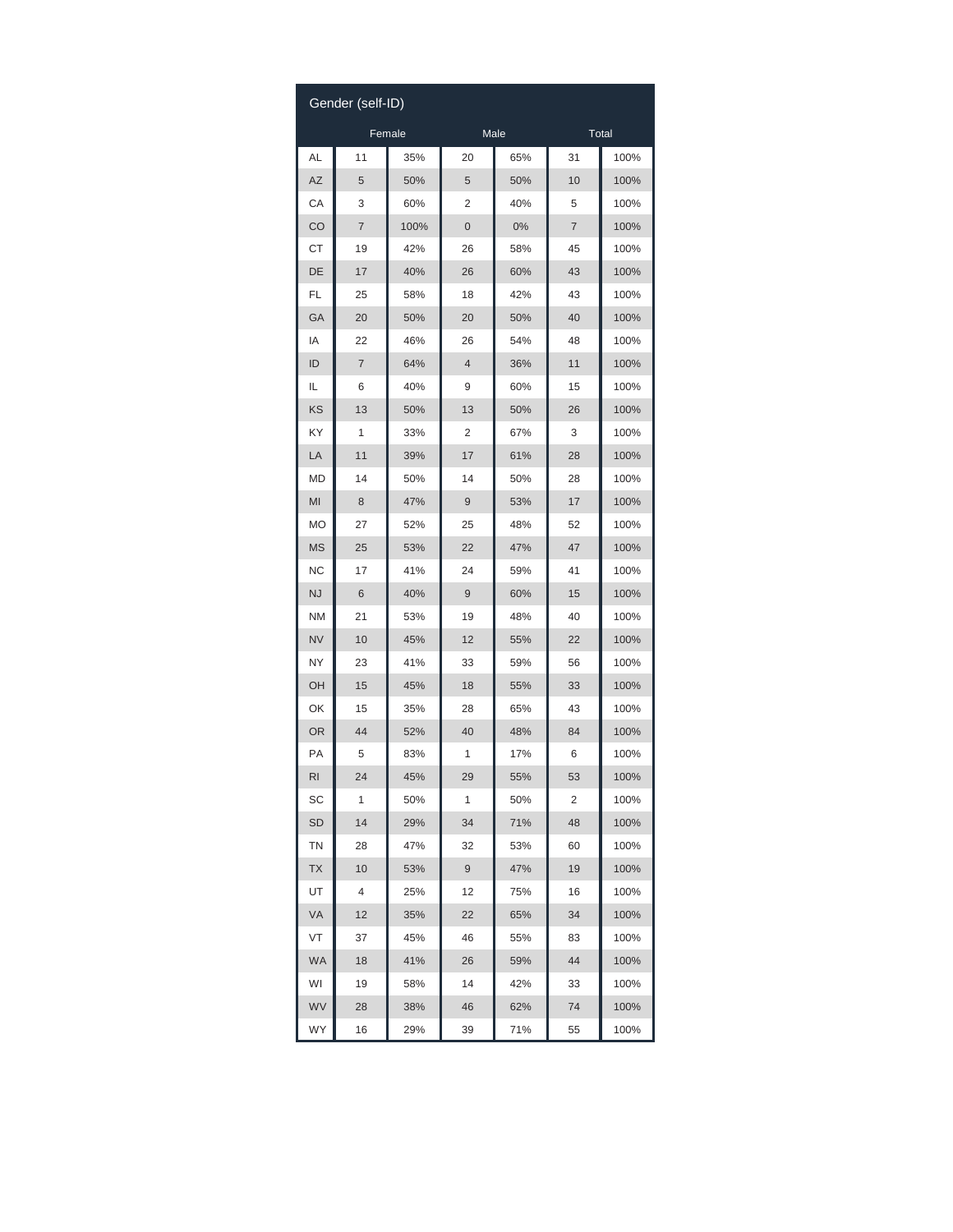| Gender (self-ID) | | | | | | |
|---|---|---|---|---|---|---|
| | Female | | Male | | Total | |
| AL | 11 | 35% | 20 | 65% | 31 | 100% |
| AZ | 5 | 50% | 5 | 50% | 10 | 100% |
| CA | 3 | 60% | 2 | 40% | 5 | 100% |
| CO | 7 | 100% | 0 | 0% | 7 | 100% |
| CT | 19 | 42% | 26 | 58% | 45 | 100% |
| DE | 17 | 40% | 26 | 60% | 43 | 100% |
| FL | 25 | 58% | 18 | 42% | 43 | 100% |
| GA | 20 | 50% | 20 | 50% | 40 | 100% |
| IA | 22 | 46% | 26 | 54% | 48 | 100% |
| ID | 7 | 64% | 4 | 36% | 11 | 100% |
| IL | 6 | 40% | 9 | 60% | 15 | 100% |
| KS | 13 | 50% | 13 | 50% | 26 | 100% |
| KY | 1 | 33% | 2 | 67% | 3 | 100% |
| LA | 11 | 39% | 17 | 61% | 28 | 100% |
| MD | 14 | 50% | 14 | 50% | 28 | 100% |
| MI | 8 | 47% | 9 | 53% | 17 | 100% |
| MO | 27 | 52% | 25 | 48% | 52 | 100% |
| MS | 25 | 53% | 22 | 47% | 47 | 100% |
| NC | 17 | 41% | 24 | 59% | 41 | 100% |
| NJ | 6 | 40% | 9 | 60% | 15 | 100% |
| NM | 21 | 53% | 19 | 48% | 40 | 100% |
| NV | 10 | 45% | 12 | 55% | 22 | 100% |
| NY | 23 | 41% | 33 | 59% | 56 | 100% |
| OH | 15 | 45% | 18 | 55% | 33 | 100% |
| OK | 15 | 35% | 28 | 65% | 43 | 100% |
| OR | 44 | 52% | 40 | 48% | 84 | 100% |
| PA | 5 | 83% | 1 | 17% | 6 | 100% |
| RI | 24 | 45% | 29 | 55% | 53 | 100% |
| SC | 1 | 50% | 1 | 50% | 2 | 100% |
| SD | 14 | 29% | 34 | 71% | 48 | 100% |
| TN | 28 | 47% | 32 | 53% | 60 | 100% |
| TX | 10 | 53% | 9 | 47% | 19 | 100% |
| UT | 4 | 25% | 12 | 75% | 16 | 100% |
| VA | 12 | 35% | 22 | 65% | 34 | 100% |
| VT | 37 | 45% | 46 | 55% | 83 | 100% |
| WA | 18 | 41% | 26 | 59% | 44 | 100% |
| WI | 19 | 58% | 14 | 42% | 33 | 100% |
| WV | 28 | 38% | 46 | 62% | 74 | 100% |
| WY | 16 | 29% | 39 | 71% | 55 | 100% |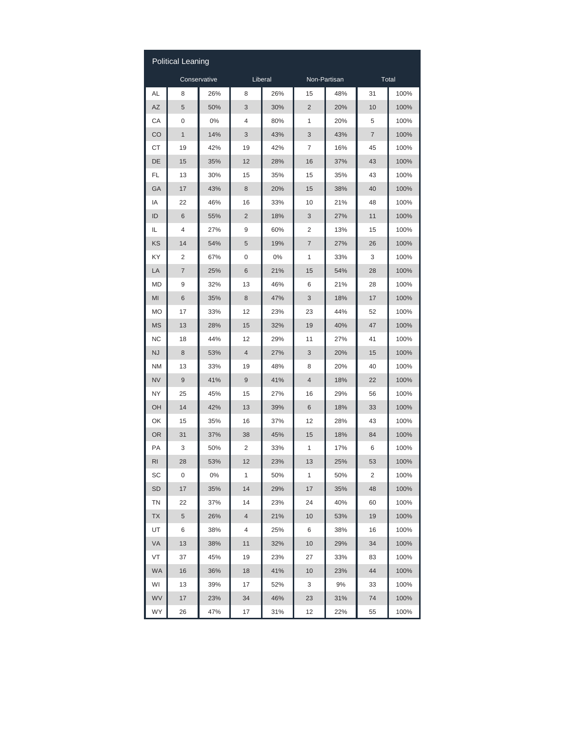| Political Leaning | | | | | | | | |
|---|---|---|---|---|---|---|---|---|
| | Conservative | | Liberal | | Non-Partisan | | Total | |
| AL | 8 | 26% | 8 | 26% | 15 | 48% | 31 | 100% |
| AZ | 5 | 50% | 3 | 30% | 2 | 20% | 10 | 100% |
| CA | 0 | 0% | 4 | 80% | 1 | 20% | 5 | 100% |
| CO | 1 | 14% | 3 | 43% | 3 | 43% | 7 | 100% |
| CT | 19 | 42% | 19 | 42% | 7 | 16% | 45 | 100% |
| DE | 15 | 35% | 12 | 28% | 16 | 37% | 43 | 100% |
| FL | 13 | 30% | 15 | 35% | 15 | 35% | 43 | 100% |
| GA | 17 | 43% | 8 | 20% | 15 | 38% | 40 | 100% |
| IA | 22 | 46% | 16 | 33% | 10 | 21% | 48 | 100% |
| ID | 6 | 55% | 2 | 18% | 3 | 27% | 11 | 100% |
| IL | 4 | 27% | 9 | 60% | 2 | 13% | 15 | 100% |
| KS | 14 | 54% | 5 | 19% | 7 | 27% | 26 | 100% |
| KY | 2 | 67% | 0 | 0% | 1 | 33% | 3 | 100% |
| LA | 7 | 25% | 6 | 21% | 15 | 54% | 28 | 100% |
| MD | 9 | 32% | 13 | 46% | 6 | 21% | 28 | 100% |
| MI | 6 | 35% | 8 | 47% | 3 | 18% | 17 | 100% |
| MO | 17 | 33% | 12 | 23% | 23 | 44% | 52 | 100% |
| MS | 13 | 28% | 15 | 32% | 19 | 40% | 47 | 100% |
| NC | 18 | 44% | 12 | 29% | 11 | 27% | 41 | 100% |
| NJ | 8 | 53% | 4 | 27% | 3 | 20% | 15 | 100% |
| NM | 13 | 33% | 19 | 48% | 8 | 20% | 40 | 100% |
| NV | 9 | 41% | 9 | 41% | 4 | 18% | 22 | 100% |
| NY | 25 | 45% | 15 | 27% | 16 | 29% | 56 | 100% |
| OH | 14 | 42% | 13 | 39% | 6 | 18% | 33 | 100% |
| OK | 15 | 35% | 16 | 37% | 12 | 28% | 43 | 100% |
| OR | 31 | 37% | 38 | 45% | 15 | 18% | 84 | 100% |
| PA | 3 | 50% | 2 | 33% | 1 | 17% | 6 | 100% |
| RI | 28 | 53% | 12 | 23% | 13 | 25% | 53 | 100% |
| SC | 0 | 0% | 1 | 50% | 1 | 50% | 2 | 100% |
| SD | 17 | 35% | 14 | 29% | 17 | 35% | 48 | 100% |
| TN | 22 | 37% | 14 | 23% | 24 | 40% | 60 | 100% |
| TX | 5 | 26% | 4 | 21% | 10 | 53% | 19 | 100% |
| UT | 6 | 38% | 4 | 25% | 6 | 38% | 16 | 100% |
| VA | 13 | 38% | 11 | 32% | 10 | 29% | 34 | 100% |
| VT | 37 | 45% | 19 | 23% | 27 | 33% | 83 | 100% |
| WA | 16 | 36% | 18 | 41% | 10 | 23% | 44 | 100% |
| WI | 13 | 39% | 17 | 52% | 3 | 9% | 33 | 100% |
| WV | 17 | 23% | 34 | 46% | 23 | 31% | 74 | 100% |
| WY | 26 | 47% | 17 | 31% | 12 | 22% | 55 | 100% |